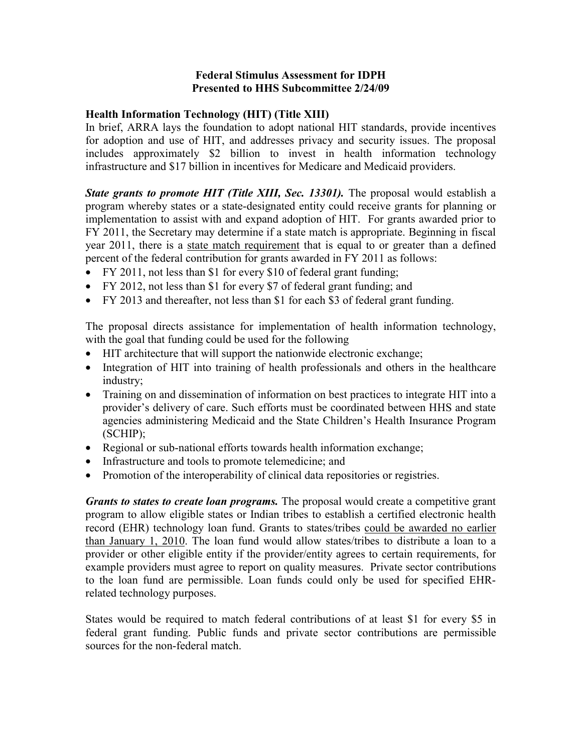**Federal Stimulus Assessment for IDPH**
**Presented to HHS Subcommittee 2/24/09**

## Health Information Technology (HIT) (Title XIII)

In brief, ARRA lays the foundation to adopt national HIT standards, provide incentives for adoption and use of HIT, and addresses privacy and security issues. The proposal includes approximately $2 billion to invest in health information technology infrastructure and $17 billion in incentives for Medicare and Medicaid providers.

***State grants to promote HIT (Title XIII, Sec. 13301).*** The proposal would establish a program whereby states or a state-designated entity could receive grants for planning or implementation to assist with and expand adoption of HIT. For grants awarded prior to FY 2011, the Secretary may determine if a state match is appropriate. Beginning in fiscal year 2011, there is a <u>state match requirement</u> that is equal to or greater than a defined percent of the federal contribution for grants awarded in FY 2011 as follows:

- FY 2011, not less than $1 for every $10 of federal grant funding;
- FY 2012, not less than $1 for every $7 of federal grant funding; and
- FY 2013 and thereafter, not less than $1 for each $3 of federal grant funding.

The proposal directs assistance for implementation of health information technology, with the goal that funding could be used for the following

- HIT architecture that will support the nationwide electronic exchange;
- Integration of HIT into training of health professionals and others in the healthcare industry;
- Training on and dissemination of information on best practices to integrate HIT into a provider's delivery of care. Such efforts must be coordinated between HHS and state agencies administering Medicaid and the State Children's Health Insurance Program (SCHIP);
- Regional or sub-national efforts towards health information exchange;
- Infrastructure and tools to promote telemedicine; and
- Promotion of the interoperability of clinical data repositories or registries.

***Grants to states to create loan programs.*** The proposal would create a competitive grant program to allow eligible states or Indian tribes to establish a certified electronic health record (EHR) technology loan fund. Grants to states/tribes <u>could be awarded no earlier than January 1, 2010</u>. The loan fund would allow states/tribes to distribute a loan to a provider or other eligible entity if the provider/entity agrees to certain requirements, for example providers must agree to report on quality measures. Private sector contributions to the loan fund are permissible. Loan funds could only be used for specified EHR-related technology purposes.

States would be required to match federal contributions of at least $1 for every $5 in federal grant funding. Public funds and private sector contributions are permissible sources for the non-federal match.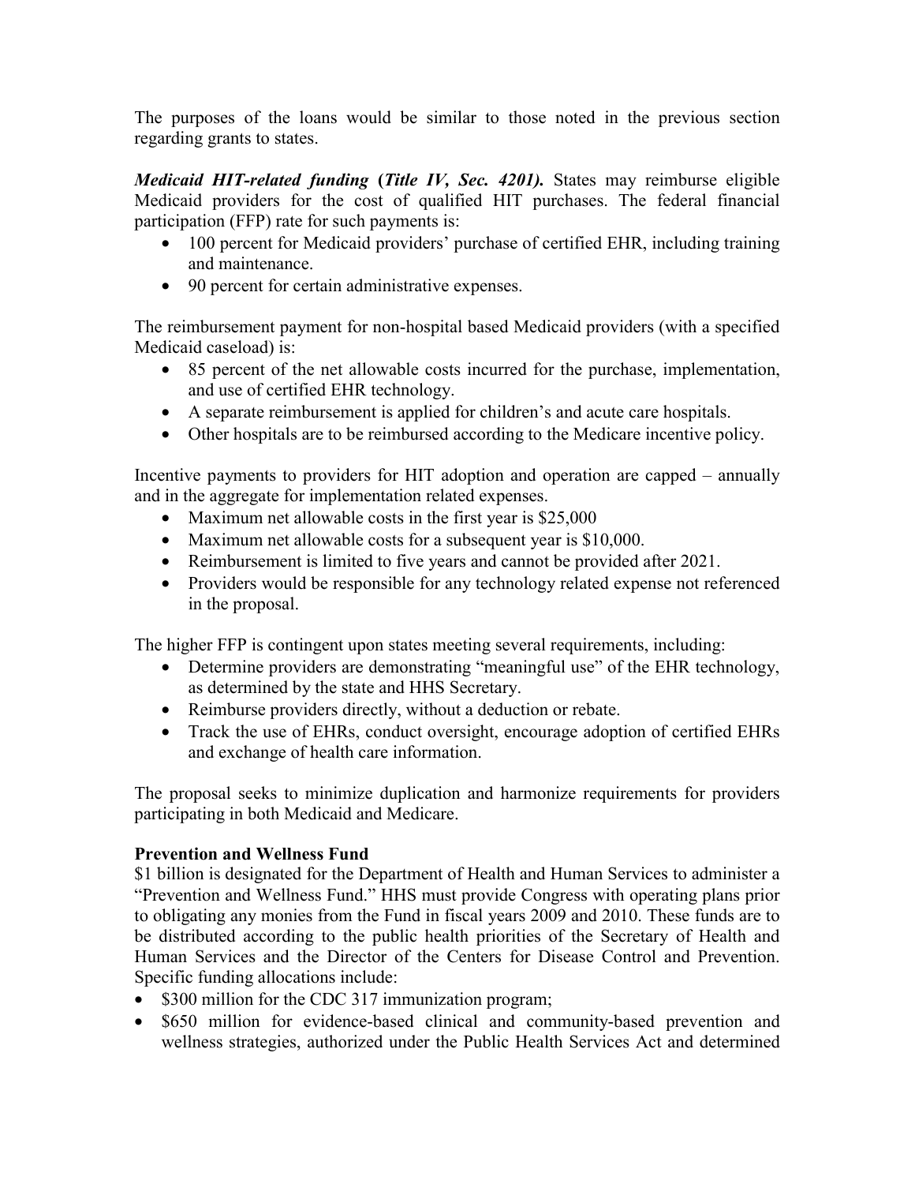The purposes of the loans would be similar to those noted in the previous section regarding grants to states.

***Medicaid HIT-related funding* (*Title IV, Sec. 4201*).** States may reimburse eligible Medicaid providers for the cost of qualified HIT purchases. The federal financial participation (FFP) rate for such payments is:

- 100 percent for Medicaid providers' purchase of certified EHR, including training and maintenance.
- 90 percent for certain administrative expenses.

The reimbursement payment for non-hospital based Medicaid providers (with a specified Medicaid caseload) is:

- 85 percent of the net allowable costs incurred for the purchase, implementation, and use of certified EHR technology.
- A separate reimbursement is applied for children's and acute care hospitals.
- Other hospitals are to be reimbursed according to the Medicare incentive policy.

Incentive payments to providers for HIT adoption and operation are capped – annually and in the aggregate for implementation related expenses.

- Maximum net allowable costs in the first year is $25,000
- Maximum net allowable costs for a subsequent year is $10,000.
- Reimbursement is limited to five years and cannot be provided after 2021.
- Providers would be responsible for any technology related expense not referenced in the proposal.

The higher FFP is contingent upon states meeting several requirements, including:

- Determine providers are demonstrating "meaningful use" of the EHR technology, as determined by the state and HHS Secretary.
- Reimburse providers directly, without a deduction or rebate.
- Track the use of EHRs, conduct oversight, encourage adoption of certified EHRs and exchange of health care information.

The proposal seeks to minimize duplication and harmonize requirements for providers participating in both Medicaid and Medicare.

**Prevention and Wellness Fund**

$1 billion is designated for the Department of Health and Human Services to administer a "Prevention and Wellness Fund." HHS must provide Congress with operating plans prior to obligating any monies from the Fund in fiscal years 2009 and 2010. These funds are to be distributed according to the public health priorities of the Secretary of Health and Human Services and the Director of the Centers for Disease Control and Prevention. Specific funding allocations include:

- $300 million for the CDC 317 immunization program;
- $650 million for evidence-based clinical and community-based prevention and wellness strategies, authorized under the Public Health Services Act and determined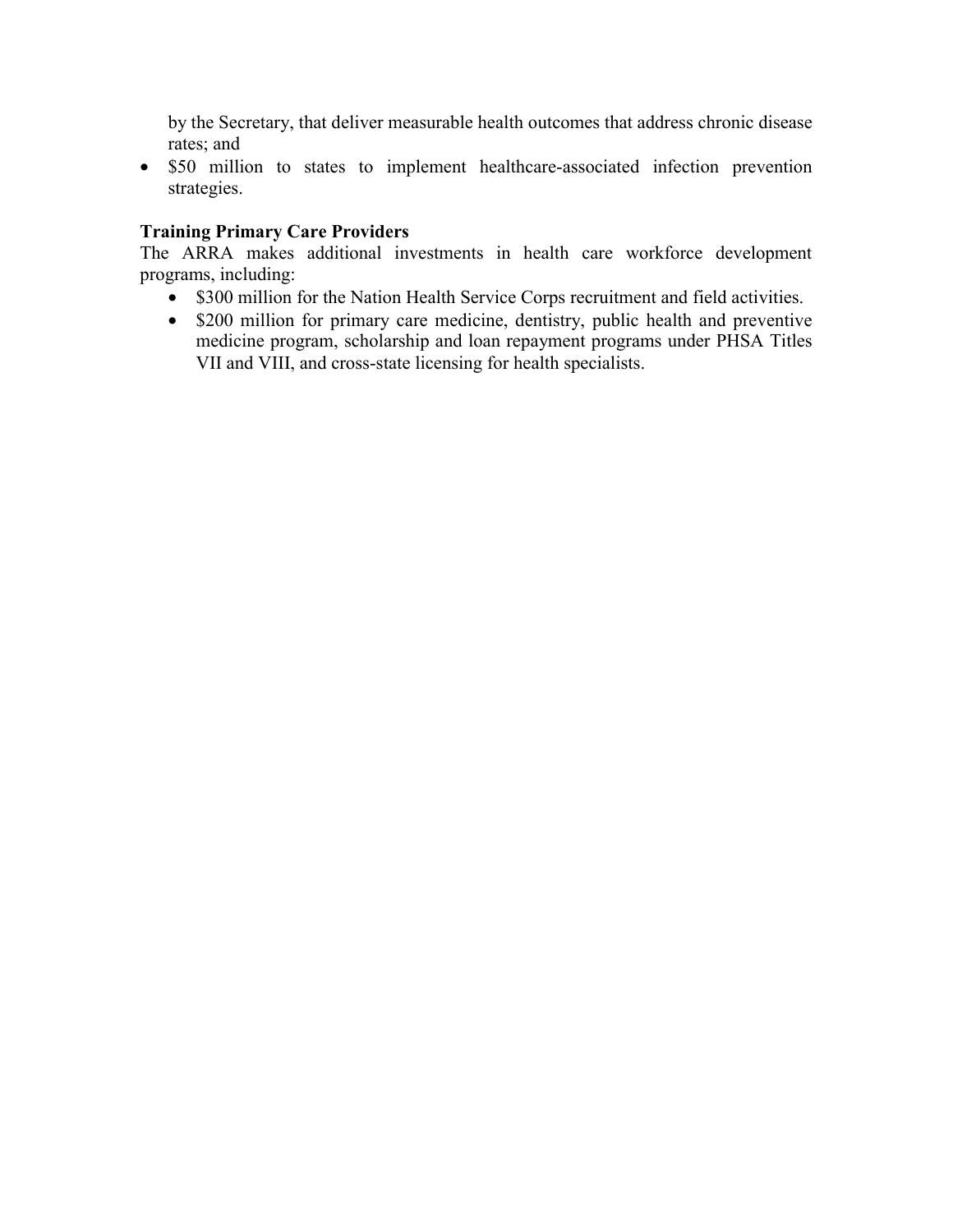by the Secretary, that deliver measurable health outcomes that address chronic disease rates; and

- $50 million to states to implement healthcare-associated infection prevention strategies.

**Training Primary Care Providers**

The ARRA makes additional investments in health care workforce development programs, including:

- $300 million for the Nation Health Service Corps recruitment and field activities.
- $200 million for primary care medicine, dentistry, public health and preventive medicine program, scholarship and loan repayment programs under PHSA Titles VII and VIII, and cross-state licensing for health specialists.